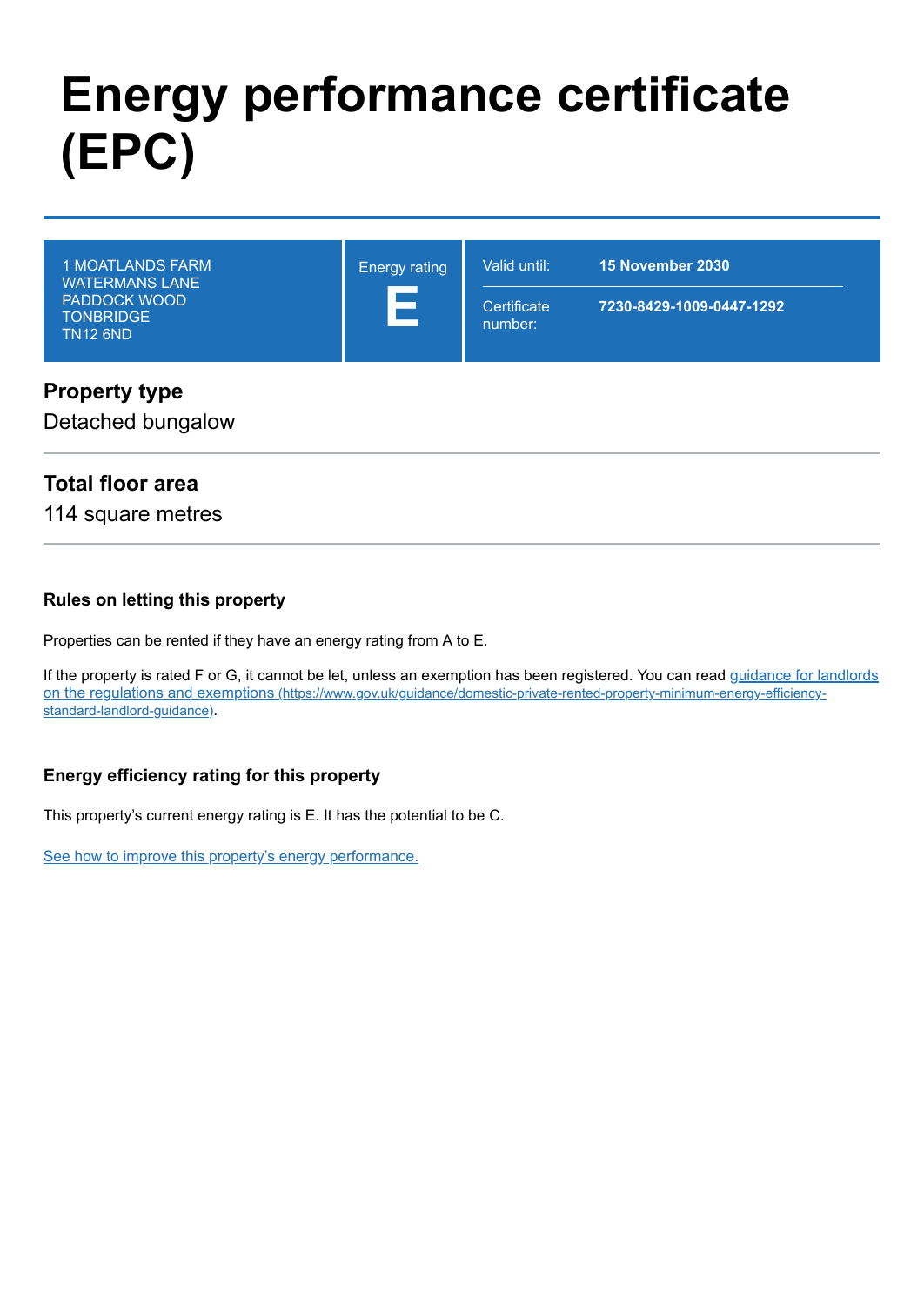# Energy performance certificate (EPC)

| | | |
|---|---|---|
| 1 MOATLANDS FARM<br>WATERMANS LANE<br>PADDOCK WOOD<br>TONBRIDGE<br>TN12 6ND | Energy rating<br>**E** | Valid until: **15 November 2030**<br>Certificate number: **7230-8429-1009-0447-1292** |

## Property type

Detached bungalow

## Total floor area

114 square metres

### Rules on letting this property

Properties can be rented if they have an energy rating from A to E.

If the property is rated F or G, it cannot be let, unless an exemption has been registered. You can read [guidance for landlords on the regulations and exemptions (https://www.gov.uk/guidance/domestic-private-rented-property-minimum-energy-efficiency-standard-landlord-guidance)](https://www.gov.uk/guidance/domestic-private-rented-property-minimum-energy-efficiency-standard-landlord-guidance).

### Energy efficiency rating for this property

This property's current energy rating is E. It has the potential to be C.

See how to improve this property's energy performance.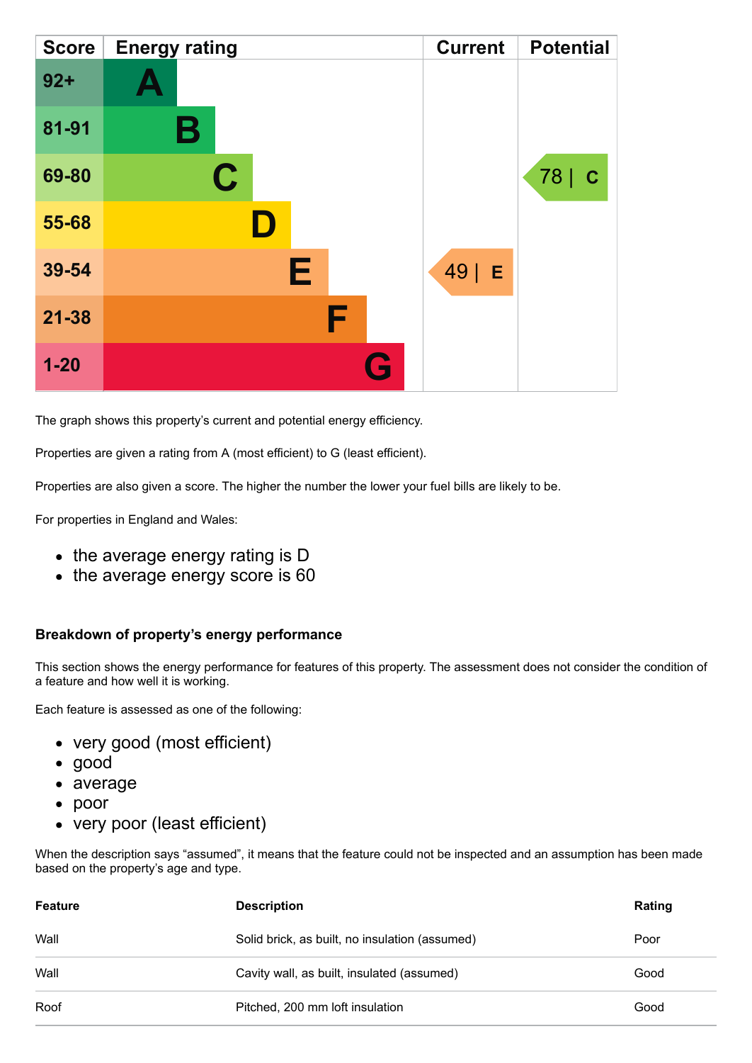| Score | Energy rating | Current | Potential |
|---|---|---|---|
| 92+ | A | | |
| 81-91 | B | | |
| 69-80 | C | | 78 \| C |
| 55-68 | D | | |
| 39-54 | E | 49 \| E | |
| 21-38 | F | | |
| 1-20 | G | | |

The graph shows this property's current and potential energy efficiency.

Properties are given a rating from A (most efficient) to G (least efficient).

Properties are also given a score. The higher the number the lower your fuel bills are likely to be.

For properties in England and Wales:

- the average energy rating is D
- the average energy score is 60

### Breakdown of property's energy performance

This section shows the energy performance for features of this property. The assessment does not consider the condition of a feature and how well it is working.

Each feature is assessed as one of the following:

- very good (most efficient)
- good
- average
- poor
- very poor (least efficient)

When the description says "assumed", it means that the feature could not be inspected and an assumption has been made based on the property's age and type.

| Feature | Description | Rating |
|---|---|---|
| Wall | Solid brick, as built, no insulation (assumed) | Poor |
| Wall | Cavity wall, as built, insulated (assumed) | Good |
| Roof | Pitched, 200 mm loft insulation | Good |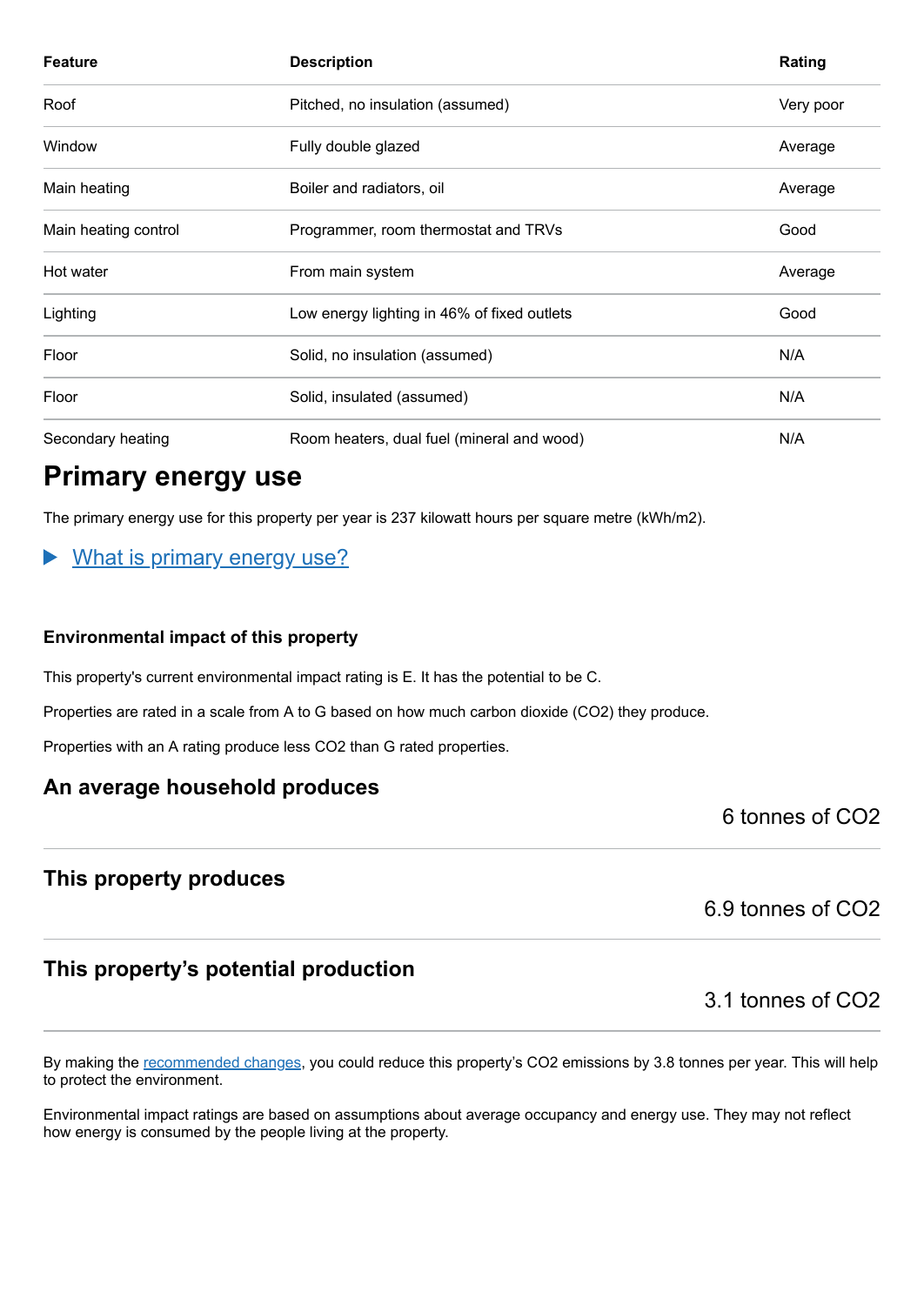| Feature | Description | Rating |
|---|---|---|
| Roof | Pitched, no insulation (assumed) | Very poor |
| Window | Fully double glazed | Average |
| Main heating | Boiler and radiators, oil | Average |
| Main heating control | Programmer, room thermostat and TRVs | Good |
| Hot water | From main system | Average |
| Lighting | Low energy lighting in 46% of fixed outlets | Good |
| Floor | Solid, no insulation (assumed) | N/A |
| Floor | Solid, insulated (assumed) | N/A |
| Secondary heating | Room heaters, dual fuel (mineral and wood) | N/A |

# Primary energy use

The primary energy use for this property per year is 237 kilowatt hours per square metre (kWh/m2).

▶ What is primary energy use?

### Environmental impact of this property

This property's current environmental impact rating is E. It has the potential to be C.

Properties are rated in a scale from A to G based on how much carbon dioxide ($CO_2$) they produce.

Properties with an A rating produce less $CO_2$ than G rated properties.

## An average household produces

6 tonnes of $CO_2$

## This property produces

6.9 tonnes of $CO_2$

## This property's potential production

3.1 tonnes of $CO_2$

By making the recommended changes, you could reduce this property's $CO_2$ emissions by 3.8 tonnes per year. This will help to protect the environment.

Environmental impact ratings are based on assumptions about average occupancy and energy use. They may not reflect how energy is consumed by the people living at the property.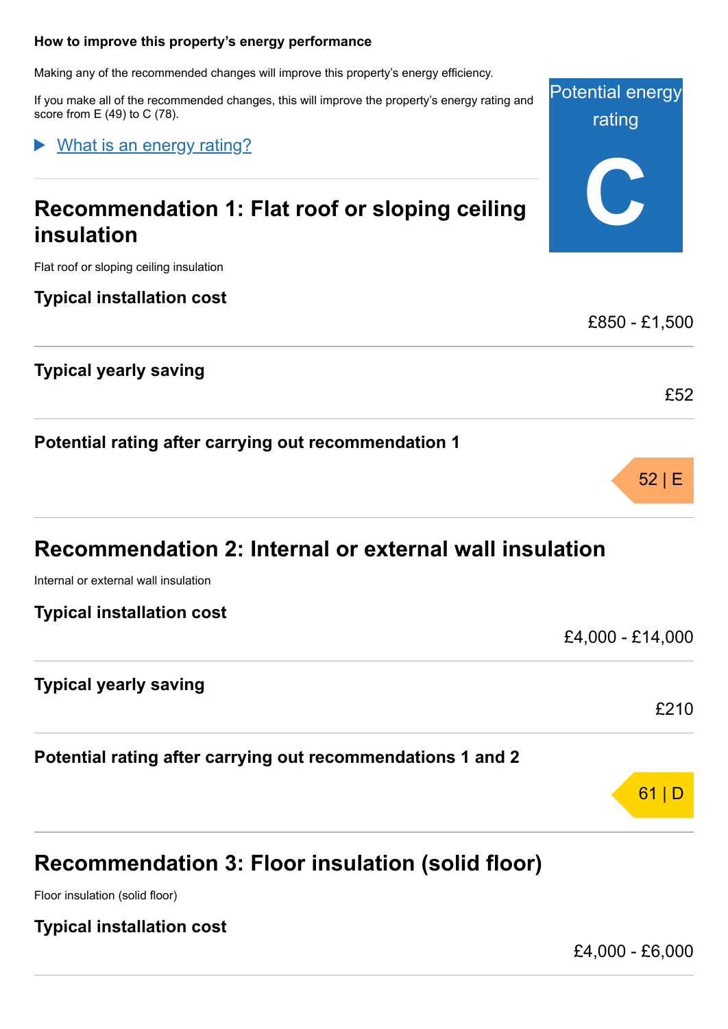**How to improve this property's energy performance**

Making any of the recommended changes will improve this property's energy efficiency.

If you make all of the recommended changes, this will improve the property's energy rating and score from E (49) to C (78).

Potential energy rating

C

What is an energy rating?

## Recommendation 1: Flat roof or sloping ceiling insulation

Flat roof or sloping ceiling insulation

**Typical installation cost**

£850 - £1,500

**Typical yearly saving**

£52

**Potential rating after carrying out recommendation 1**

52 | E

## Recommendation 2: Internal or external wall insulation

Internal or external wall insulation

**Typical installation cost**

£4,000 - £14,000

**Typical yearly saving**

£210

**Potential rating after carrying out recommendations 1 and 2**

61 | D

## Recommendation 3: Floor insulation (solid floor)

Floor insulation (solid floor)

**Typical installation cost**

£4,000 - £6,000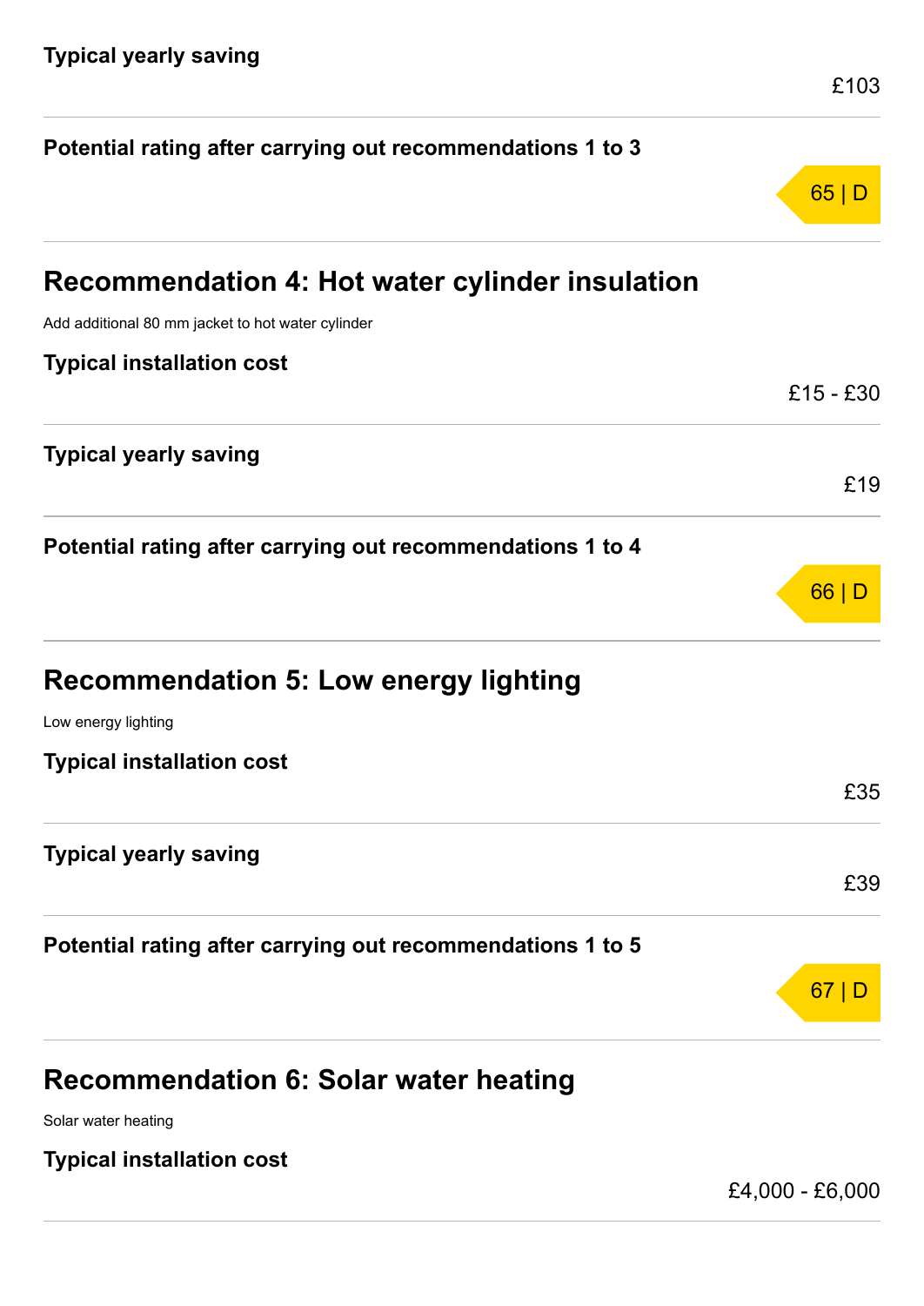#### Typical yearly saving

£103

#### Potential rating after carrying out recommendations 1 to 3

65 | D

### Recommendation 4: Hot water cylinder insulation

Add additional 80 mm jacket to hot water cylinder

#### Typical installation cost

£15 - £30

#### Typical yearly saving

£19

#### Potential rating after carrying out recommendations 1 to 4

66 | D

### Recommendation 5: Low energy lighting

Low energy lighting

#### Typical installation cost

£35

#### Typical yearly saving

£39

#### Potential rating after carrying out recommendations 1 to 5

67 | D

### Recommendation 6: Solar water heating

Solar water heating

#### Typical installation cost

£4,000 - £6,000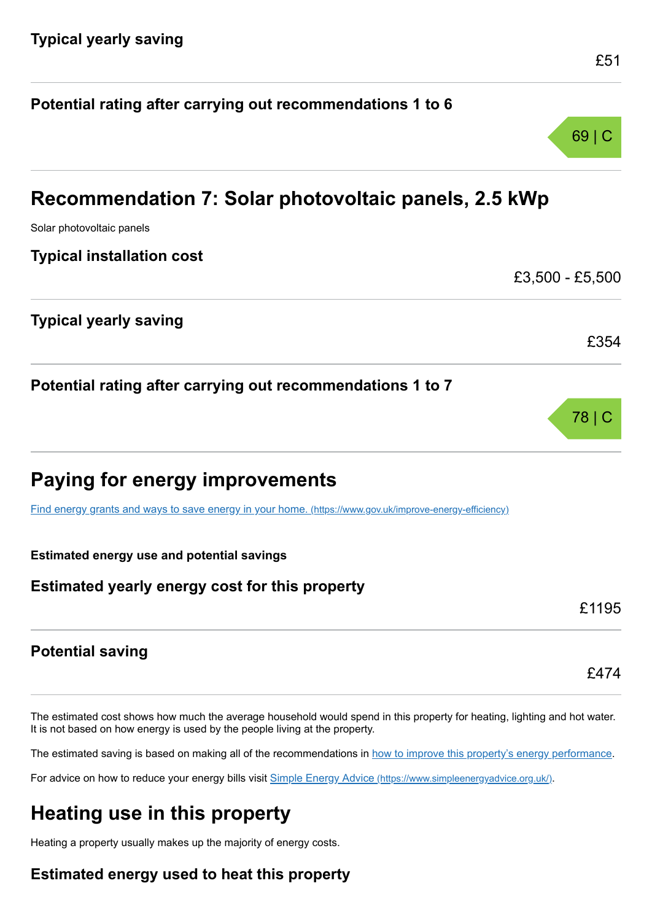### Typical yearly saving

£51

### Potential rating after carrying out recommendations 1 to 6

69 | C

## Recommendation 7: Solar photovoltaic panels, 2.5 kWp

Solar photovoltaic panels

### Typical installation cost

£3,500 - £5,500

### Typical yearly saving

£354

### Potential rating after carrying out recommendations 1 to 7

78 | C

## Paying for energy improvements

[Find energy grants and ways to save energy in your home. (https://www.gov.uk/improve-energy-efficiency)](https://www.gov.uk/improve-energy-efficiency)

**Estimated energy use and potential savings**

### Estimated yearly energy cost for this property

£1195

### Potential saving

£474

The estimated cost shows how much the average household would spend in this property for heating, lighting and hot water. It is not based on how energy is used by the people living at the property.

The estimated saving is based on making all of the recommendations in how to improve this property's energy performance.

For advice on how to reduce your energy bills visit [Simple Energy Advice (https://www.simpleenergyadvice.org.uk/)](https://www.simpleenergyadvice.org.uk/).

## Heating use in this property

Heating a property usually makes up the majority of energy costs.

### Estimated energy used to heat this property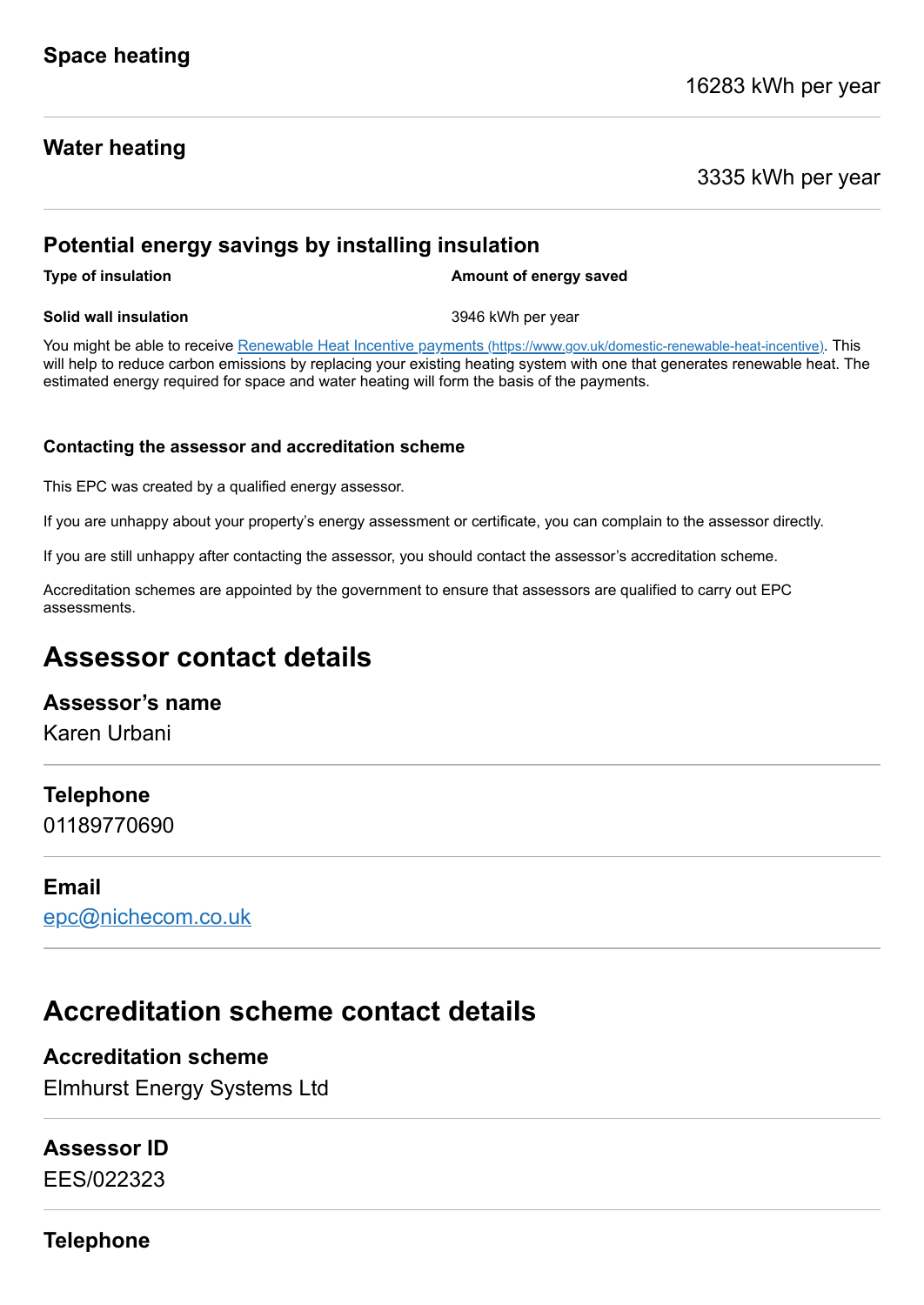### Space heating

16283 kWh per year

### Water heating

3335 kWh per year

### Potential energy savings by installing insulation

| Type of insulation | Amount of energy saved |
| --- | --- |
| **Solid wall insulation** | 3946 kWh per year |

You might be able to receive [Renewable Heat Incentive payments (https://www.gov.uk/domestic-renewable-heat-incentive)](https://www.gov.uk/domestic-renewable-heat-incentive). This will help to reduce carbon emissions by replacing your existing heating system with one that generates renewable heat. The estimated energy required for space and water heating will form the basis of the payments.

#### Contacting the assessor and accreditation scheme

This EPC was created by a qualified energy assessor.

If you are unhappy about your property's energy assessment or certificate, you can complain to the assessor directly.

If you are still unhappy after contacting the assessor, you should contact the assessor's accreditation scheme.

Accreditation schemes are appointed by the government to ensure that assessors are qualified to carry out EPC assessments.

## Assessor contact details

### Assessor's name

Karen Urbani

### Telephone

01189770690

### Email

[epc@nichecom.co.uk](mailto:epc@nichecom.co.uk)

## Accreditation scheme contact details

### Accreditation scheme

Elmhurst Energy Systems Ltd

### Assessor ID

EES/022323

### Telephone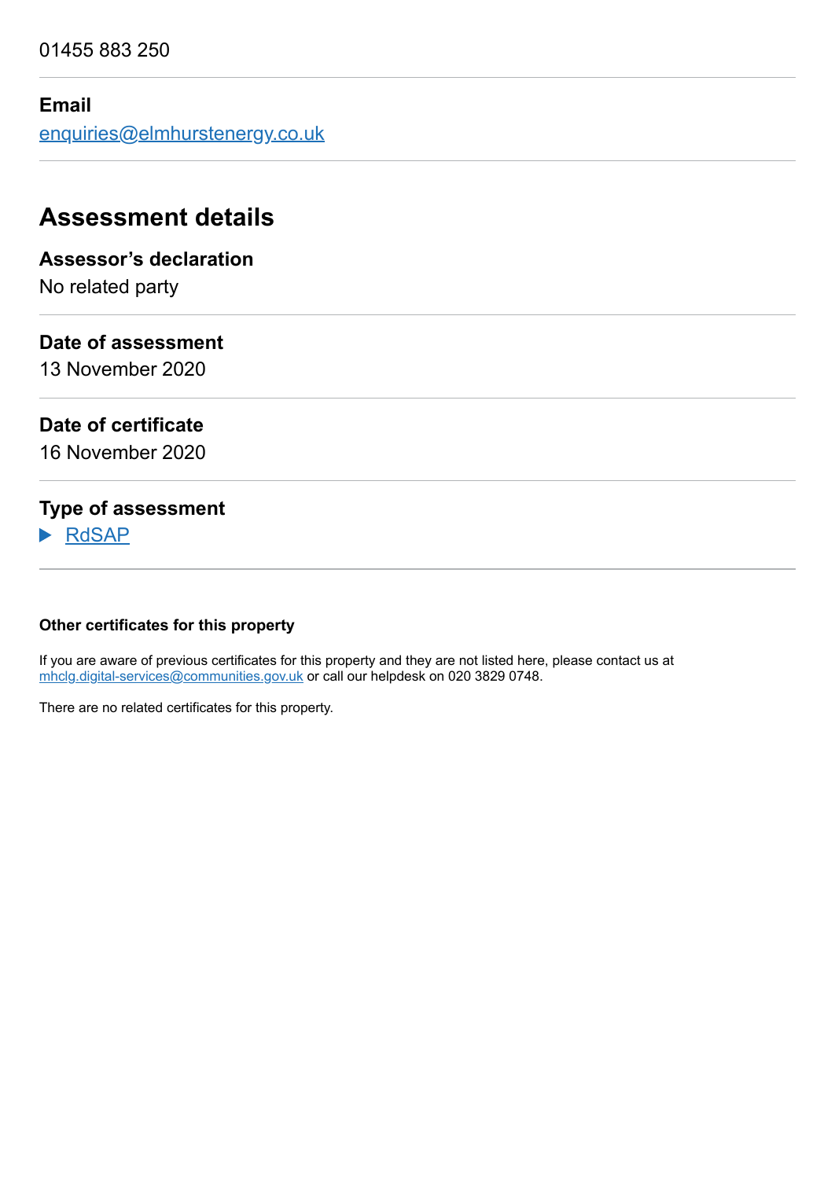01455 883 250

**Email**
enquiries@elmhurstenergy.co.uk

## Assessment details

**Assessor’s declaration**
No related party

**Date of assessment**
13 November 2020

**Date of certificate**
16 November 2020

**Type of assessment**
▶ RdSAP

**Other certificates for this property**

If you are aware of previous certificates for this property and they are not listed here, please contact us at mhclg.digital-services@communities.gov.uk or call our helpdesk on 020 3829 0748.

There are no related certificates for this property.